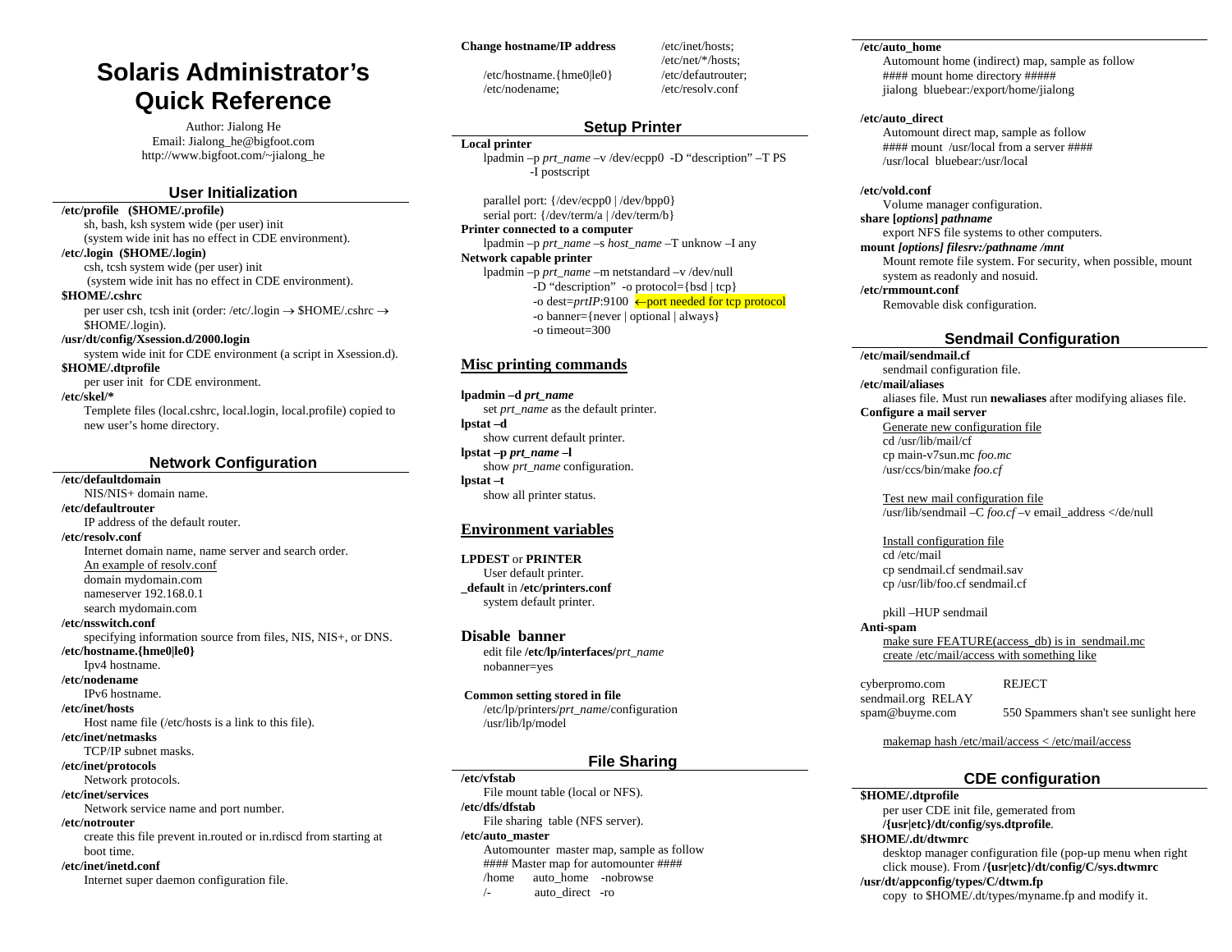# Solaris Administrator's Quick Reference

Author: Jialong He
Email: Jialong_he@bigfoot.com
http://www.bigfoot.com/~jialong_he

## User Initialization

**/etc/profile ($HOME/.profile)**
sh, bash, ksh system wide (per user) init
(system wide init has no effect in CDE environment).

**/etc/.login ($HOME/.login)**
csh, tcsh system wide (per user) init
(system wide init has no effect in CDE environment).

**$HOME/.cshrc**
per user csh, tcsh init (order: /etc/.login → $HOME/.cshrc → $HOME/.login).

**/usr/dt/config/Xsession.d/2000.login**
system wide init for CDE environment (a script in Xsession.d).

**$HOME/.dtprofile**
per user init for CDE environment.

**/etc/skel/***
Templete files (local.cshrc, local.login, local.profile) copied to new user's home directory.

## Network Configuration

**/etc/defaultdomain**
NIS/NIS+ domain name.

**/etc/defaultrouter**
IP address of the default router.

**/etc/resolv.conf**
Internet domain name, name server and search order.
An example of resolv.conf
domain mydomain.com
nameserver 192.168.0.1
search mydomain.com

**/etc/nsswitch.conf**
specifying information source from files, NIS, NIS+, or DNS.

**/etc/hostname.{hme0|le0}**
Ipv4 hostname.

**/etc/nodename**
IPv6 hostname.

**/etc/inet/hosts**
Host name file (/etc/hosts is a link to this file).

**/etc/inet/netmasks**
TCP/IP subnet masks.

**/etc/inet/protocols**
Network protocols.

**/etc/inet/services**
Network service name and port number.

**/etc/notrouter**
create this file prevent in.routed or in.rdiscd from starting at boot time.

**/etc/inet/inetd.conf**
Internet super daemon configuration file.

**Change hostname/IP address**
/etc/inet/hosts; /etc/net/*/hosts; /etc/hostname.{hme0|le0} /etc/defautrouter; /etc/nodename; /etc/resolv.conf

## Setup Printer

**Local printer**
lpadmin –p *prt_name* –v /dev/ecpp0 -D "description" –T PS -I postscript

parallel port: {/dev/ecpp0 | /dev/bpp0}
serial port: {/dev/term/a | /dev/term/b}

**Printer connected to a computer**
lpadmin –p *prt_name* –s *host_name* –T unknow –I any

**Network capable printer**
lpadmin –p *prt_name* –m netstandard –v /dev/null
-D "description" -o protocol={bsd | tcp}
-o dest=*prtIP*:9100 ←port needed for tcp protocol
-o banner={never | optional | always}
-o timeout=300

## Misc printing commands

**lpadmin –d *prt_name***
set *prt_name* as the default printer.

**lpstat –d**
show current default printer.

**lpstat –p *prt_name* –l**
show *prt_name* configuration.

**lpstat –t**
show all printer status.

## Environment variables

**LPDEST** or **PRINTER**
User default printer.

**_default** in **/etc/printers.conf**
system default printer.

## Disable banner

edit file **/etc/lp/interfaces/***prt_name*
nobanner=yes

**Common setting stored in file**
/etc/lp/printers/*prt_name*/configuration
/usr/lib/lp/model

## File Sharing

**/etc/vfstab**
File mount table (local or NFS).

**/etc/dfs/dfstab**
File sharing table (NFS server).

**/etc/auto_master**
Automounter master map, sample as follow
#### Master map for automounter ####
/home auto_home -nobrowse
/- auto_direct -ro

**/etc/auto_home**
Automount home (indirect) map, sample as follow
#### mount home directory #####
jialong bluebear:/export/home/jialong

**/etc/auto_direct**
Automount direct map, sample as follow
#### mount /usr/local from a server ####
/usr/local bluebear:/usr/local

**/etc/vold.conf**
Volume manager configuration.

**share [*options*] *pathname***
export NFS file systems to other computers.

**mount *[options] filesrv:/pathname /mnt***
Mount remote file system. For security, when possible, mount system as readonly and nosuid.

**/etc/rmmount.conf**
Removable disk configuration.

## Sendmail Configuration

**/etc/mail/sendmail.cf**
sendmail configuration file.

**/etc/mail/aliases**
aliases file. Must run **newaliases** after modifying aliases file.

**Configure a mail server**
Generate new configuration file
cd /usr/lib/mail/cf
cp main-v7sun.mc *foo.mc*
/usr/ccs/bin/make *foo.cf*

Test new mail configuration file
/usr/lib/sendmail –C *foo.cf* –v email_address </de/null

Install configuration file
cd /etc/mail
cp sendmail.cf sendmail.sav
cp /usr/lib/foo.cf sendmail.cf

pkill –HUP sendmail

**Anti-spam**
make sure FEATURE(access_db) is in sendmail.mc
create /etc/mail/access with something like

```
cyberpromo.com      REJECT
sendmail.org  RELAY
spam@buyme.com      550 Spammers shan't see sunlight here
```

makemap hash /etc/mail/access < /etc/mail/access

## CDE configuration

**$HOME/.dtprofile**
per user CDE init file, gemerated from **/{usr|etc}/dt/config/sys.dtprofile**.

**$HOME/.dt/dtwmrc**
desktop manager configuration file (pop-up menu when right click mouse). From **/{usr|etc}/dt/config/C/sys.dtwmrc**

**/usr/dt/appconfig/types/C/dtwm.fp**
copy to $HOME/.dt/types/myname.fp and modify it.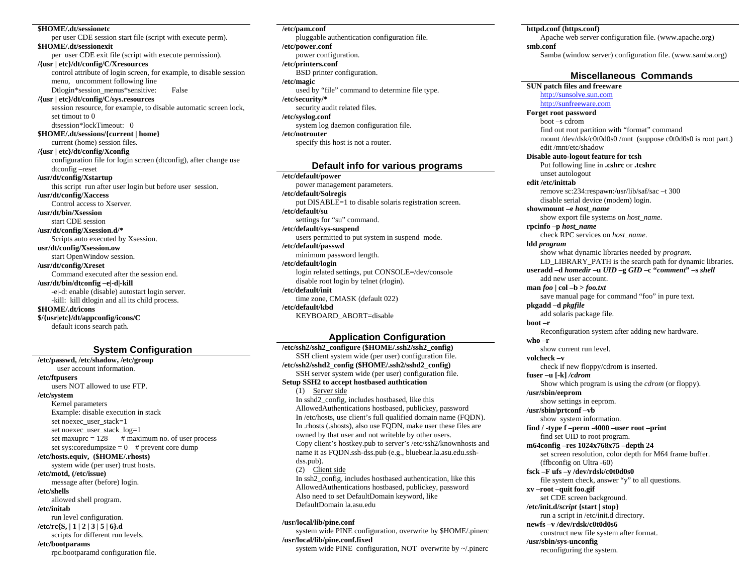**$HOME/.dt/sessionetc**
per user CDE session start file (script with execute perm).

**$HOME/.dt/sessionexit**
per user CDE exit file (script with execute permission).

**/{usr | etc}/dt/config/C/Xresources**
control attribute of login screen, for example, to disable session menu, uncomment following line
Dtlogin*session_menus*sensitive: False

**/{usr | etc}/dt/config/C/sys.resources**
session resource, for example, to disable automatic screen lock, set timout to 0
dtsession*lockTimeout: 0

**$HOME/.dt/sessions/{current | home}**
current (home) session files.

**/{usr | etc}/dt/config/Xconfig**
configuration file for login screen (dtconfig), after change use dtconfig –reset

**/usr/dt/config/Xstartup**
this script run after user login but before user session.

**/usr/dt/config/Xaccess**
Control access to Xserver.

**/usr/dt/bin/Xsession**
start CDE session

**/usr/dt/config/Xsession.d/***
Scripts auto executed by Xsession.

**usr/dt/config/Xsession.ow**
start OpenWindow session.

**/usr/dt/config/Xreset**
Command executed after the session end.

**/usr/dt/bin/dtconfig –e|-d|-kill**
-e|-d: enable (disable) autostart login server.
-kill: kill dtlogin and all its child process.

**$HOME/.dt/icons**

**$/{usr|etc}/dt/appconfig/icons/C**
default icons search path.

## System Configuration

**/etc/passwd, /etc/shadow, /etc/group**
user account information.

**/etc/ftpusers**
users NOT allowed to use FTP.

**/etc/system**
Kernel parameters
Example: disable execution in stack
set noexec_user_stack=1
set noexec_user_stack_log=1
set maxuprc = 128 # maximum no. of user process
set sys:coredumpsize = 0 # prevent core dump

**/etc/hosts.equiv, ($HOME/.rhosts)**
system wide (per user) trust hosts.

**/etc/motd, (/etc/issue)**
message after (before) login.

**/etc/shells**
allowed shell program.

**/etc/initab**
run level configuration.

**/etc/rc{S, | 1 | 2 | 3 | 5 | 6}.d**
scripts for different run levels.

**/etc/bootparams**
rpc.bootparamd configuration file.

**/etc/pam.conf**
pluggable authentication configuration file.

**/etc/power.conf**
power configuration.

**/etc/printers.conf**
BSD printer configuration.

**/etc/magic**
used by “file” command to determine file type.

**/etc/security/***
security audit related files.

**/etc/syslog.conf**
system log daemon configuration file.

**/etc/notrouter**
specify this host is not a router.

## Default info for various programs

**/etc/default/power**
power management parameters.

**/etc/default/Solregis**
put DISABLE=1 to disable solaris registration screen.

**/etc/default/su**
settings for “su” command.

**/etc/default/sys-suspend**
users permitted to put system in suspend mode.

**/etc/default/passwd**
minimum password length.

**/etc/default/login**
login related settings, put CONSOLE=/dev/console
disable root login by telnet (rlogin).

**/etc/default/init**
time zone, CMASK (default 022)

**/etc/default/kbd**
KEYBOARD_ABORT=disable

## Application Configuration

**/etc/ssh2/ssh2_configure ($HOME/.ssh2/ssh2_config)**
SSH client system wide (per user) configuration file.

**/etc/ssh2/sshd2_config ($HOME/.ssh2/sshd2_config)**
SSH server system wide (per user) configuration file.

**Setup SSH2 to accept hostbased authtication**

(1) Server side
In sshd2_config, includes hostbased, like this
AllowedAuthentications hostbased, publickey, password
In /etc/hosts, use client’s full qualified domain name (FQDN).
In .rhosts (.shosts), also use FQDN, make user these files are owned by that user and not writeble by other users.
Copy client’s hostkey.pub to server’s /etc/ssh2/knownhosts and name it as FQDN.ssh-dss.pub (e.g., bluebear.la.asu.edu.ssh-dss.pub).

(2) Client side
In ssh2_config, includes hostbased authentication, like this
AllowedAuthentications hostbased, publickey, password
Also need to set DefaultDomain keyword, like
DefaultDomain la.asu.edu

**/usr/local/lib/pine.conf**
system wide PINE configuration, overwrite by $HOME/.pinerc

**/usr/local/lib/pine.conf.fixed**
system wide PINE configuration, NOT overwrite by ~/.pinerc

**httpd.conf (https.conf)**
Apache web server configuration file. (www.apache.org)

**smb.conf**
Samba (window server) configuration file. (www.samba.org)

## Miscellaneous Commands

**SUN patch files and freeware**
http://sunsolve.sun.com
http://sunfreeware.com

**Forget root password**
boot –s cdrom
find out root partition with “format” command
mount /dev/dsk/c0t0d0s0 /mnt (suppose c0t0d0s0 is root part.)
edit /mnt/etc/shadow

**Disable auto-logout feature for tcsh**
Put following line in **.cshrc** or **.tcshrc**
unset autologout

**edit /etc/inittab**
remove sc:234:respawn:/usr/lib/saf/sac –t 300
disable serial device (modem) login.

**showmount –e *host_name***
show export file systems on *host_name*.

**rpcinfo –p *host_name***
check RPC services on *host_name*.

**ldd *program***
show what dynamic libraries needed by *program*.
LD_LIBRARY_PATH is the search path for dynamic libraries.

**useradd –d *homedir* –u *UID* –g *GID* –c “*comment*” –s *shell***
add new user account.

**man *foo* | col –b > *foo.txt***
save manual page for command “foo” in pure text.

**pkgadd –d *pkgfile***
add solaris package file.

**boot –r**
Reconfiguration system after adding new hardware.

**who –r**
show current run level.

**volcheck –v**
check if new floppy/cdrom is inserted.

**fuser –u [-k] */cdrom***
Show which program is using the *cdrom* (or floppy).

**/usr/sbin/eeprom**
show settings in eeprom.

**/usr/sbin/prtconf –vb**
show system information.

**find / -type f –perm -4000 –user root –print**
find set UID to root program.

**m64config –res 1024x768x75 –depth 24**
set screen resolution, color depth for M64 frame buffer.
(ffbconfig on Ultra -60)

**fsck –F ufs –y /dev/rdsk/c0t0d0s0**
file system check, answer “y” to all questions.

**xv –root –quit foo.gif**
set CDE screen background.

**/etc/init.d/*script* {start | stop}**
run a script in /etc/init.d directory.

**newfs –v /dev/rdsk/c0t0d0s6**
construct new file system after format.

**/usr/sbin/sys-unconfig**
reconfiguring the system.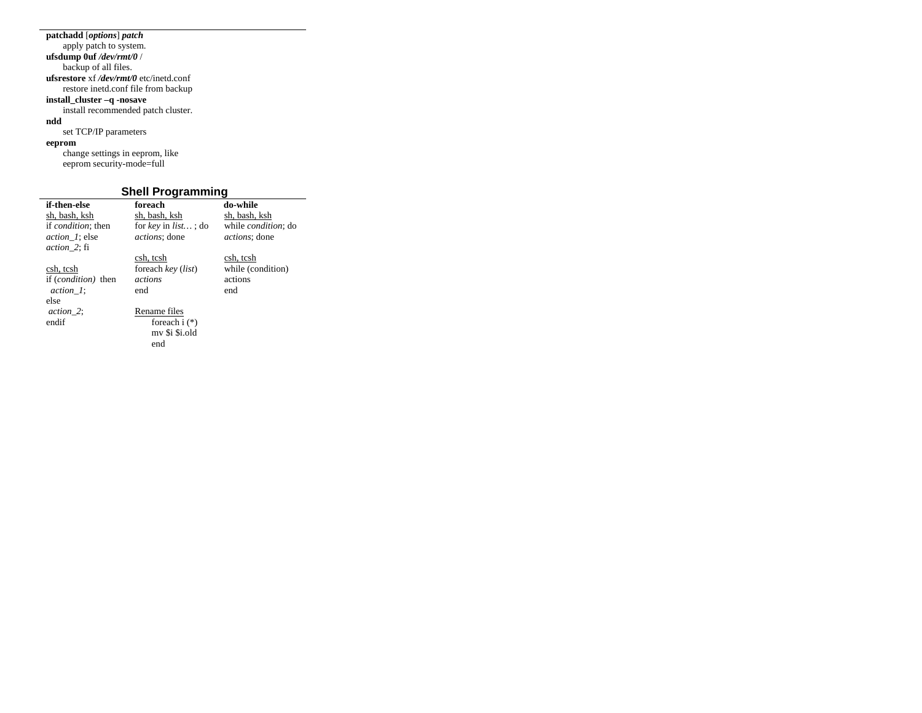**patchadd** [***options***] ***patch***
  apply patch to system.
**ufsdump 0uf** ***/dev/rmt/0*** /
  backup of all files.
**ufsrestore** xf ***/dev/rmt/0*** etc/inetd.conf
  restore inetd.conf file from backup
**install_cluster –q -nosave**
  install recommended patch cluster.
**ndd**
  set TCP/IP parameters
**eeprom**
  change settings in eeprom, like
  eeprom security-mode=full

## Shell Programming

| **if-then-else** | **foreach** | **do-while** |
|---|---|---|
| sh, bash, ksh<br>if *condition*; then *action_1*; else *action_2*; fi | sh, bash, ksh<br>for *key* in *list…* ; do *actions*; done | sh, bash, ksh<br>while *condition*; do *actions*; done |
| csh, tcsh<br>if (*condition*) then<br>*action_1*;<br>else<br>*action_2*;<br>endif | csh, tcsh<br>foreach *key* (*list*)<br>*actions*<br>end | csh, tcsh<br>while (condition)<br>actions<br>end |
| | Rename files<br>foreach i (*)<br>mv $i $i.old<br>end | |